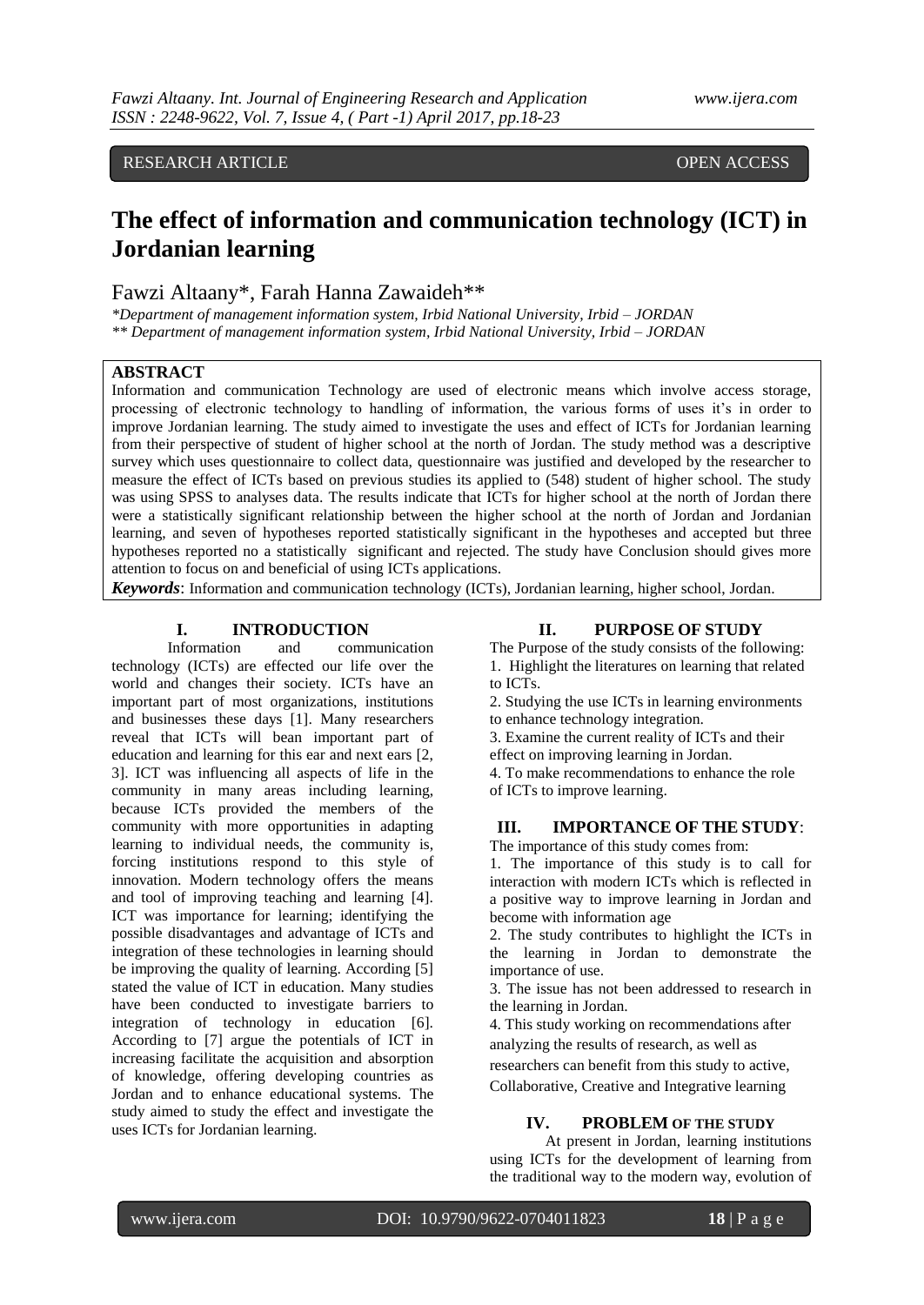RESEARCH ARTICLE OPEN ACCESS

# The effect of information and communication technology (ICT) in Jordanian learning

Fawzi Altaany*, Farah Hanna Zawaideh**

*Department of management information system, Irbid National University, Irbid – JORDAN*
*** Department of management information system, Irbid National University, Irbid – JORDAN*

## ABSTRACT

Information and communication Technology are used of electronic means which involve access storage, processing of electronic technology to handling of information, the various forms of uses it's in order to improve Jordanian learning. The study aimed to investigate the uses and effect of ICTs for Jordanian learning from their perspective of student of higher school at the north of Jordan. The study method was a descriptive survey which uses questionnaire to collect data, questionnaire was justified and developed by the researcher to measure the effect of ICTs based on previous studies its applied to (548) student of higher school. The study was using SPSS to analyses data. The results indicate that ICTs for higher school at the north of Jordan there were a statistically significant relationship between the higher school at the north of Jordan and Jordanian learning, and seven of hypotheses reported statistically significant in the hypotheses and accepted but three hypotheses reported no a statistically significant and rejected. The study have Conclusion should gives more attention to focus on and beneficial of using ICTs applications.

***Keywords***: Information and communication technology (ICTs), Jordanian learning, higher school, Jordan.

## I. INTRODUCTION

Information and communication technology (ICTs) are effected our life over the world and changes their society. ICTs have an important part of most organizations, institutions and businesses these days [1]. Many researchers reveal that ICTs will bean important part of education and learning for this ear and next ears [2, 3]. ICT was influencing all aspects of life in the community in many areas including learning, because ICTs provided the members of the community with more opportunities in adapting learning to individual needs, the community is, forcing institutions respond to this style of innovation. Modern technology offers the means and tool of improving teaching and learning [4]. ICT was importance for learning; identifying the possible disadvantages and advantage of ICTs and integration of these technologies in learning should be improving the quality of learning. According [5] stated the value of ICT in education. Many studies have been conducted to investigate barriers to integration of technology in education [6]. According to [7] argue the potentials of ICT in increasing facilitate the acquisition and absorption of knowledge, offering developing countries as Jordan and to enhance educational systems. The study aimed to study the effect and investigate the uses ICTs for Jordanian learning.

## II. PURPOSE OF STUDY

The Purpose of the study consists of the following:

1. Highlight the literatures on learning that related to ICTs.
2. Studying the use ICTs in learning environments to enhance technology integration.
3. Examine the current reality of ICTs and their effect on improving learning in Jordan.
4. To make recommendations to enhance the role of ICTs to improve learning.

## III. IMPORTANCE OF THE STUDY:

The importance of this study comes from:

1. The importance of this study is to call for interaction with modern ICTs which is reflected in a positive way to improve learning in Jordan and become with information age
2. The study contributes to highlight the ICTs in the learning in Jordan to demonstrate the importance of use.
3. The issue has not been addressed to research in the learning in Jordan.
4. This study working on recommendations after analyzing the results of research, as well as researchers can benefit from this study to active, Collaborative, Creative and Integrative learning

## IV. PROBLEM OF THE STUDY

At present in Jordan, learning institutions using ICTs for the development of learning from the traditional way to the modern way, evolution of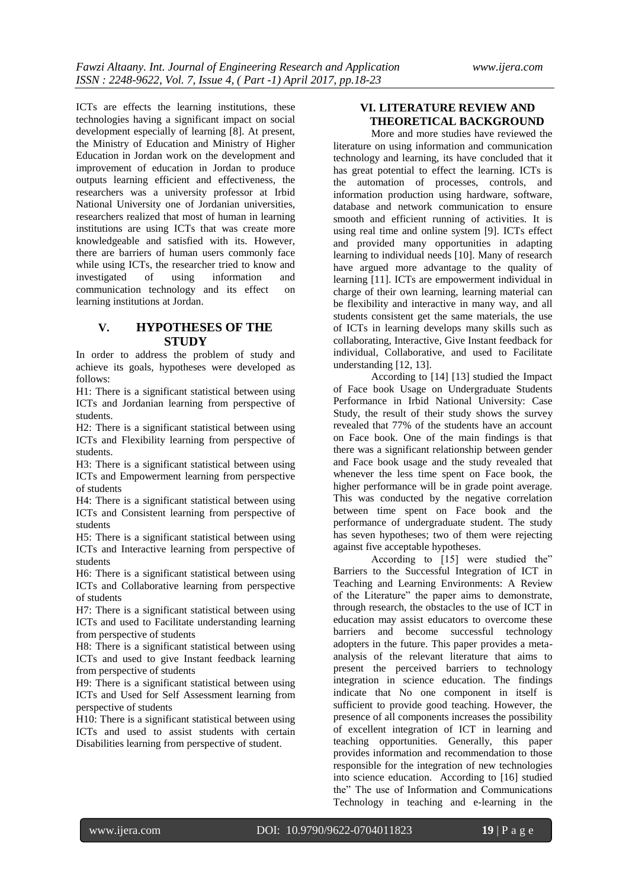ICTs are effects the learning institutions, these technologies having a significant impact on social development especially of learning [8]. At present, the Ministry of Education and Ministry of Higher Education in Jordan work on the development and improvement of education in Jordan to produce outputs learning efficient and effectiveness, the researchers was a university professor at Irbid National University one of Jordanian universities, researchers realized that most of human in learning institutions are using ICTs that was create more knowledgeable and satisfied with its. However, there are barriers of human users commonly face while using ICTs, the researcher tried to know and investigated of using information and communication technology and its effect on learning institutions at Jordan.

## V. HYPOTHESES OF THE STUDY

In order to address the problem of study and achieve its goals, hypotheses were developed as follows:

H1: There is a significant statistical between using ICTs and Jordanian learning from perspective of students.

H2: There is a significant statistical between using ICTs and Flexibility learning from perspective of students.

H3: There is a significant statistical between using ICTs and Empowerment learning from perspective of students

H4: There is a significant statistical between using ICTs and Consistent learning from perspective of students

H5: There is a significant statistical between using ICTs and Interactive learning from perspective of students

H6: There is a significant statistical between using ICTs and Collaborative learning from perspective of students

H7: There is a significant statistical between using ICTs and used to Facilitate understanding learning from perspective of students

H8: There is a significant statistical between using ICTs and used to give Instant feedback learning from perspective of students

H9: There is a significant statistical between using ICTs and Used for Self Assessment learning from perspective of students

H10: There is a significant statistical between using ICTs and used to assist students with certain Disabilities learning from perspective of student.

## VI. LITERATURE REVIEW AND THEORETICAL BACKGROUND

More and more studies have reviewed the literature on using information and communication technology and learning, its have concluded that it has great potential to effect the learning. ICTs is the automation of processes, controls, and information production using hardware, software, database and network communication to ensure smooth and efficient running of activities. It is using real time and online system [9]. ICTs effect and provided many opportunities in adapting learning to individual needs [10]. Many of research have argued more advantage to the quality of learning [11]. ICTs are empowerment individual in charge of their own learning, learning material can be flexibility and interactive in many way, and all students consistent get the same materials, the use of ICTs in learning develops many skills such as collaborating, Interactive, Give Instant feedback for individual, Collaborative, and used to Facilitate understanding [12, 13].

According to [14] [13] studied the Impact of Face book Usage on Undergraduate Students Performance in Irbid National University: Case Study, the result of their study shows the survey revealed that 77% of the students have an account on Face book. One of the main findings is that there was a significant relationship between gender and Face book usage and the study revealed that whenever the less time spent on Face book, the higher performance will be in grade point average. This was conducted by the negative correlation between time spent on Face book and the performance of undergraduate student. The study has seven hypotheses; two of them were rejecting against five acceptable hypotheses.

According to [15] were studied the" Barriers to the Successful Integration of ICT in Teaching and Learning Environments: A Review of the Literature" the paper aims to demonstrate, through research, the obstacles to the use of ICT in education may assist educators to overcome these barriers and become successful technology adopters in the future. This paper provides a meta-analysis of the relevant literature that aims to present the perceived barriers to technology integration in science education. The findings indicate that No one component in itself is sufficient to provide good teaching. However, the presence of all components increases the possibility of excellent integration of ICT in learning and teaching opportunities. Generally, this paper provides information and recommendation to those responsible for the integration of new technologies into science education. According to [16] studied the" The use of Information and Communications Technology in teaching and e-learning in the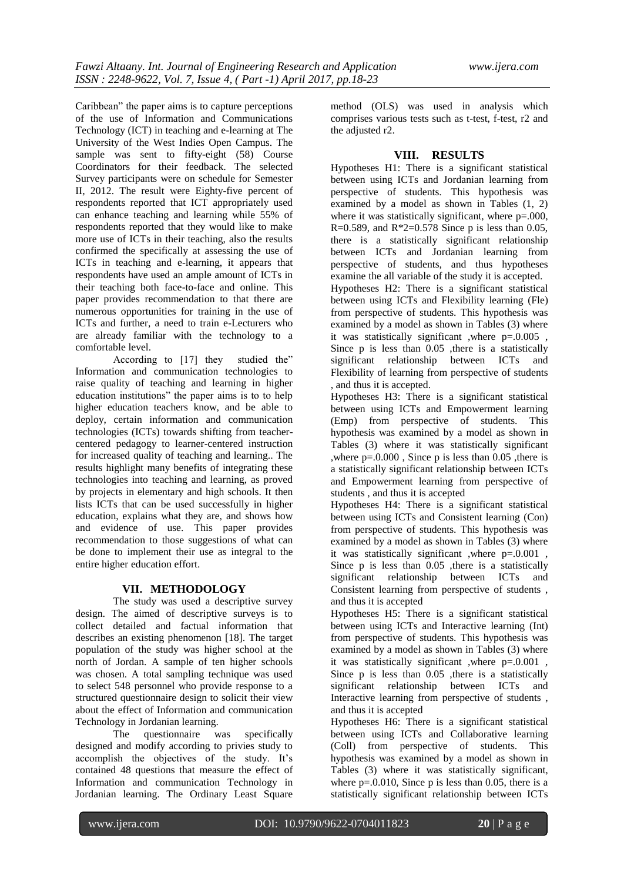Caribbean" the paper aims is to capture perceptions of the use of Information and Communications Technology (ICT) in teaching and e-learning at The University of the West Indies Open Campus. The sample was sent to fifty-eight (58) Course Coordinators for their feedback. The selected Survey participants were on schedule for Semester II, 2012. The result were Eighty-five percent of respondents reported that ICT appropriately used can enhance teaching and learning while 55% of respondents reported that they would like to make more use of ICTs in their teaching, also the results confirmed the specifically at assessing the use of ICTs in teaching and e-learning, it appears that respondents have used an ample amount of ICTs in their teaching both face-to-face and online. This paper provides recommendation to that there are numerous opportunities for training in the use of ICTs and further, a need to train e-Lecturers who are already familiar with the technology to a comfortable level.

According to [17] they studied the" Information and communication technologies to raise quality of teaching and learning in higher education institutions" the paper aims is to to help higher education teachers know, and be able to deploy, certain information and communication technologies (ICTs) towards shifting from teacher-centered pedagogy to learner-centered instruction for increased quality of teaching and learning.. The results highlight many benefits of integrating these technologies into teaching and learning, as proved by projects in elementary and high schools. It then lists ICTs that can be used successfully in higher education, explains what they are, and shows how and evidence of use. This paper provides recommendation to those suggestions of what can be done to implement their use as integral to the entire higher education effort.

## VII. METHODOLOGY

The study was used a descriptive survey design. The aimed of descriptive surveys is to collect detailed and factual information that describes an existing phenomenon [18]. The target population of the study was higher school at the north of Jordan. A sample of ten higher schools was chosen. A total sampling technique was used to select 548 personnel who provide response to a structured questionnaire design to solicit their view about the effect of Information and communication Technology in Jordanian learning.

The questionnaire was specifically designed and modify according to privies study to accomplish the objectives of the study. It's contained 48 questions that measure the effect of Information and communication Technology in Jordanian learning. The Ordinary Least Square method (OLS) was used in analysis which comprises various tests such as t-test, f-test, r2 and the adjusted r2.

## VIII. RESULTS

Hypotheses H1: There is a significant statistical between using ICTs and Jordanian learning from perspective of students. This hypothesis was examined by a model as shown in Tables (1, 2) where it was statistically significant, where p=.000, R=0.589, and R*2=0.578 Since p is less than 0.05, there is a statistically significant relationship between ICTs and Jordanian learning from perspective of students, and thus hypotheses examine the all variable of the study it is accepted.

Hypotheses H2: There is a significant statistical between using ICTs and Flexibility learning (Fle) from perspective of students. This hypothesis was examined by a model as shown in Tables (3) where it was statistically significant ,where p=.0.005 , Since p is less than 0.05 ,there is a statistically significant relationship between ICTs and Flexibility of learning from perspective of students , and thus it is accepted.

Hypotheses H3: There is a significant statistical between using ICTs and Empowerment learning (Emp) from perspective of students. This hypothesis was examined by a model as shown in Tables (3) where it was statistically significant ,where p=.0.000 , Since p is less than 0.05 ,there is a statistically significant relationship between ICTs and Empowerment learning from perspective of students , and thus it is accepted

Hypotheses H4: There is a significant statistical between using ICTs and Consistent learning (Con) from perspective of students. This hypothesis was examined by a model as shown in Tables (3) where it was statistically significant ,where p=.0.001 , Since p is less than 0.05 ,there is a statistically significant relationship between ICTs and Consistent learning from perspective of students , and thus it is accepted

Hypotheses H5: There is a significant statistical between using ICTs and Interactive learning (Int) from perspective of students. This hypothesis was examined by a model as shown in Tables (3) where it was statistically significant ,where p=.0.001 , Since p is less than 0.05 ,there is a statistically significant relationship between ICTs and Interactive learning from perspective of students , and thus it is accepted

Hypotheses H6: There is a significant statistical between using ICTs and Collaborative learning (Coll) from perspective of students. This hypothesis was examined by a model as shown in Tables (3) where it was statistically significant, where p=.0.010, Since p is less than 0.05, there is a statistically significant relationship between ICTs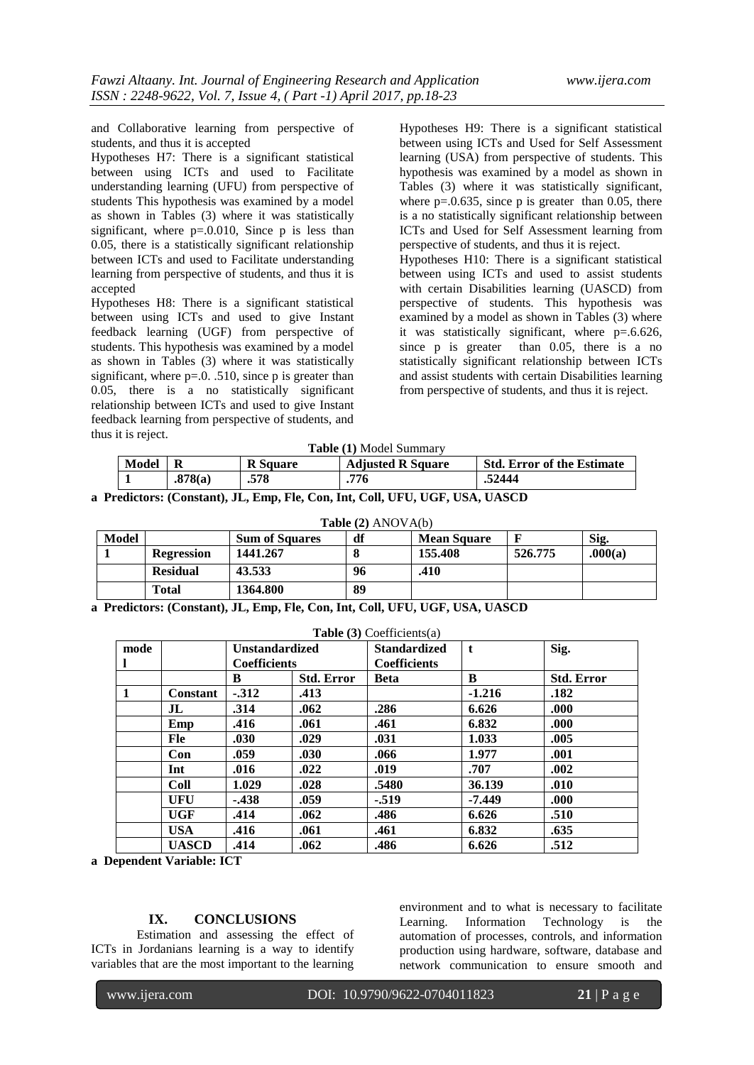and Collaborative learning from perspective of students, and thus it is accepted

Hypotheses H7: There is a significant statistical between using ICTs and used to Facilitate understanding learning (UFU) from perspective of students This hypothesis was examined by a model as shown in Tables (3) where it was statistically significant, where p=.0.010, Since p is less than 0.05, there is a statistically significant relationship between ICTs and used to Facilitate understanding learning from perspective of students, and thus it is accepted

Hypotheses H8: There is a significant statistical between using ICTs and used to give Instant feedback learning (UGF) from perspective of students. This hypothesis was examined by a model as shown in Tables (3) where it was statistically significant, where p=.0. .510, since p is greater than 0.05, there is a no statistically significant relationship between ICTs and used to give Instant feedback learning from perspective of students, and thus it is reject.

Hypotheses H9: There is a significant statistical between using ICTs and Used for Self Assessment learning (USA) from perspective of students. This hypothesis was examined by a model as shown in Tables (3) where it was statistically significant, where p=.0.635, since p is greater than 0.05, there is a no statistically significant relationship between ICTs and Used for Self Assessment learning from perspective of students, and thus it is reject.

Hypotheses H10: There is a significant statistical between using ICTs and used to assist students with certain Disabilities learning (UASCD) from perspective of students. This hypothesis was examined by a model as shown in Tables (3) where it was statistically significant, where p=.6.626, since p is greater than 0.05, there is a no statistically significant relationship between ICTs and assist students with certain Disabilities learning from perspective of students, and thus it is reject.

**Table (1)** Model Summary

| **Model** | **R** | **R Square** | **Adjusted R Square** | **Std. Error of the Estimate** |
|---|---|---|---|---|
| **1** | **.878(a)** | **.578** | **.776** | **.52444** |

**a Predictors: (Constant), JL, Emp, Fle, Con, Int, Coll, UFU, UGF, USA, UASCD**

**Table (2)** ANOVA(b)

| **Model** | | **Sum of Squares** | **df** | **Mean Square** | **F** | **Sig.** |
|---|---|---|---|---|---|---|
| **1** | **Regression** | **1441.267** | **8** | **155.408** | **526.775** | **.000(a)** |
| | **Residual** | **43.533** | **96** | **.410** | | |
| | **Total** | **1364.800** | **89** | | | |

**a Predictors: (Constant), JL, Emp, Fle, Con, Int, Coll, UFU, UGF, USA, UASCD**

**Table (3)** Coefficients(a)

| **model** | | **Unstandardized Coefficients** | | **Standardized Coefficients** | **t** | **Sig.** |
|---|---|---|---|---|---|---|
| | | **B** | **Std. Error** | **Beta** | **B** | **Std. Error** |
| **1** | **Constant** | **-.312** | **.413** | | **-1.216** | **.182** |
| | **JL** | **.314** | **.062** | **.286** | **6.626** | **.000** |
| | **Emp** | **.416** | **.061** | **.461** | **6.832** | **.000** |
| | **Fle** | **.030** | **.029** | **.031** | **1.033** | **.005** |
| | **Con** | **.059** | **.030** | **.066** | **1.977** | **.001** |
| | **Int** | **.016** | **.022** | **.019** | **.707** | **.002** |
| | **Coll** | **1.029** | **.028** | **.5480** | **36.139** | **.010** |
| | **UFU** | **-.438** | **.059** | **-.519** | **-7.449** | **.000** |
| | **UGF** | **.414** | **.062** | **.486** | **6.626** | **.510** |
| | **USA** | **.416** | **.061** | **.461** | **6.832** | **.635** |
| | **UASCD** | **.414** | **.062** | **.486** | **6.626** | **.512** |

**a Dependent Variable: ICT**

## IX. CONCLUSIONS

Estimation and assessing the effect of ICTs in Jordanians learning is a way to identify variables that are the most important to the learning environment and to what is necessary to facilitate Learning. Information Technology is the automation of processes, controls, and information production using hardware, software, database and network communication to ensure smooth and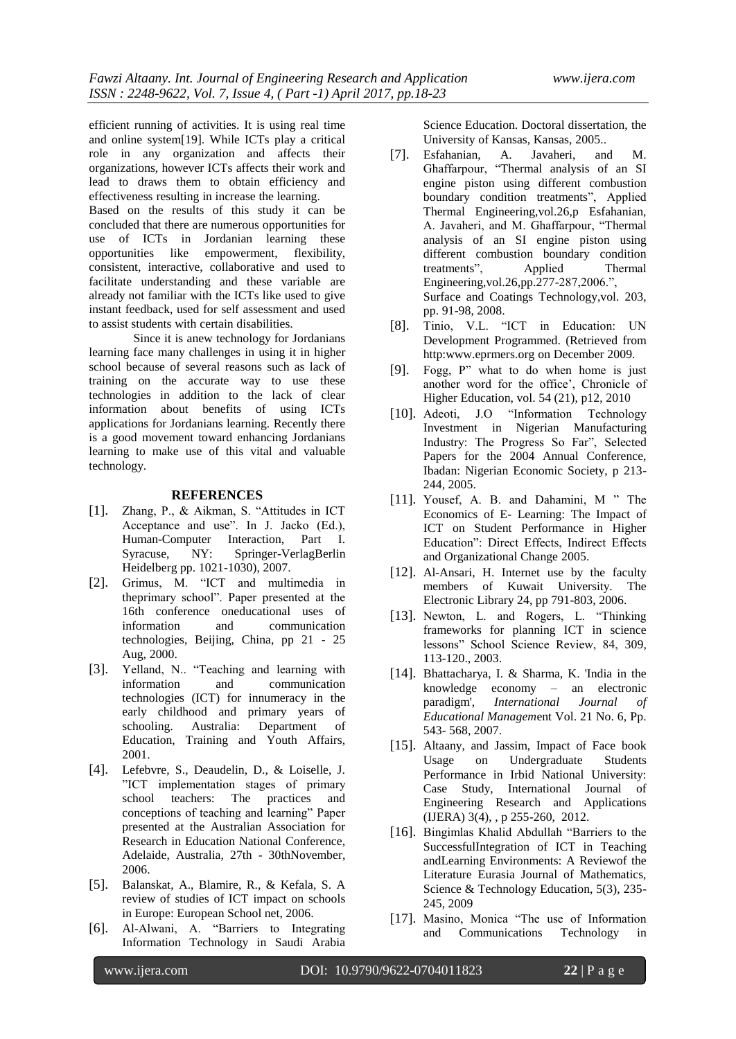efficient running of activities. It is using real time and online system[19]. While ICTs play a critical role in any organization and affects their organizations, however ICTs affects their work and lead to draws them to obtain efficiency and effectiveness resulting in increase the learning.

Based on the results of this study it can be concluded that there are numerous opportunities for use of ICTs in Jordanian learning these opportunities like empowerment, flexibility, consistent, interactive, collaborative and used to facilitate understanding and these variable are already not familiar with the ICTs like used to give instant feedback, used for self assessment and used to assist students with certain disabilities.

Since it is anew technology for Jordanians learning face many challenges in using it in higher school because of several reasons such as lack of training on the accurate way to use these technologies in addition to the lack of clear information about benefits of using ICTs applications for Jordanians learning. Recently there is a good movement toward enhancing Jordanians learning to make use of this vital and valuable technology.

## REFERENCES

[1]. Zhang, P., & Aikman, S. "Attitudes in ICT Acceptance and use". In J. Jacko (Ed.), Human-Computer Interaction, Part I. Syracuse, NY: Springer-VerlagBerlin Heidelberg pp. 1021-1030), 2007.

[2]. Grimus, M. "ICT and multimedia in theprimary school". Paper presented at the 16th conference oneducational uses of information and communication technologies, Beijing, China, pp 21 - 25 Aug, 2000.

[3]. Yelland, N.. "Teaching and learning with information and communication technologies (ICT) for innumeracy in the early childhood and primary years of schooling. Australia: Department of Education, Training and Youth Affairs, 2001.

[4]. Lefebvre, S., Deaudelin, D., & Loiselle, J. "ICT implementation stages of primary school teachers: The practices and conceptions of teaching and learning" Paper presented at the Australian Association for Research in Education National Conference, Adelaide, Australia, 27th - 30thNovember, 2006.

[5]. Balanskat, A., Blamire, R., & Kefala, S. A review of studies of ICT impact on schools in Europe: European School net, 2006.

[6]. Al-Alwani, A. "Barriers to Integrating Information Technology in Saudi Arabia Science Education. Doctoral dissertation, the University of Kansas, Kansas, 2005..

[7]. Esfahanian, A. Javaheri, and M. Ghaffarpour, "Thermal analysis of an SI engine piston using different combustion boundary condition treatments", Applied Thermal Engineering,vol.26,p Esfahanian, A. Javaheri, and M. Ghaffarpour, "Thermal analysis of an SI engine piston using different combustion boundary condition treatments", Applied Thermal Engineering,vol.26,pp.277-287,2006.", Surface and Coatings Technology,vol. 203, pp. 91-98, 2008.

[8]. Tinio, V.L. "ICT in Education: UN Development Programmed. (Retrieved from http:www.eprmers.org on December 2009.

[9]. Fogg, P" what to do when home is just another word for the office', Chronicle of Higher Education, vol. 54 (21), p12, 2010

[10]. Adeoti, J.O "Information Technology Investment in Nigerian Manufacturing Industry: The Progress So Far", Selected Papers for the 2004 Annual Conference, Ibadan: Nigerian Economic Society, p 213-244, 2005.

[11]. Yousef, A. B. and Dahamini, M " The Economics of E- Learning: The Impact of ICT on Student Performance in Higher Education": Direct Effects, Indirect Effects and Organizational Change 2005.

[12]. Al-Ansari, H. Internet use by the faculty members of Kuwait University. The Electronic Library 24, pp 791-803, 2006.

[13]. Newton, L. and Rogers, L. "Thinking frameworks for planning ICT in science lessons" School Science Review, 84, 309, 113-120., 2003.

[14]. Bhattacharya, I. & Sharma, K. 'India in the knowledge economy – an electronic paradigm', *International Journal of Educational Managem*ent Vol. 21 No. 6, Pp. 543- 568, 2007.

[15]. Altaany, and Jassim, Impact of Face book Usage on Undergraduate Students Performance in Irbid National University: Case Study, International Journal of Engineering Research and Applications (IJERA) 3(4), , p 255-260, 2012.

[16]. Bingimlas Khalid Abdullah "Barriers to the SuccessfulIntegration of ICT in Teaching andLearning Environments: A Reviewof the Literature Eurasia Journal of Mathematics, Science & Technology Education, 5(3), 235-245, 2009

[17]. Masino, Monica "The use of Information and Communications Technology in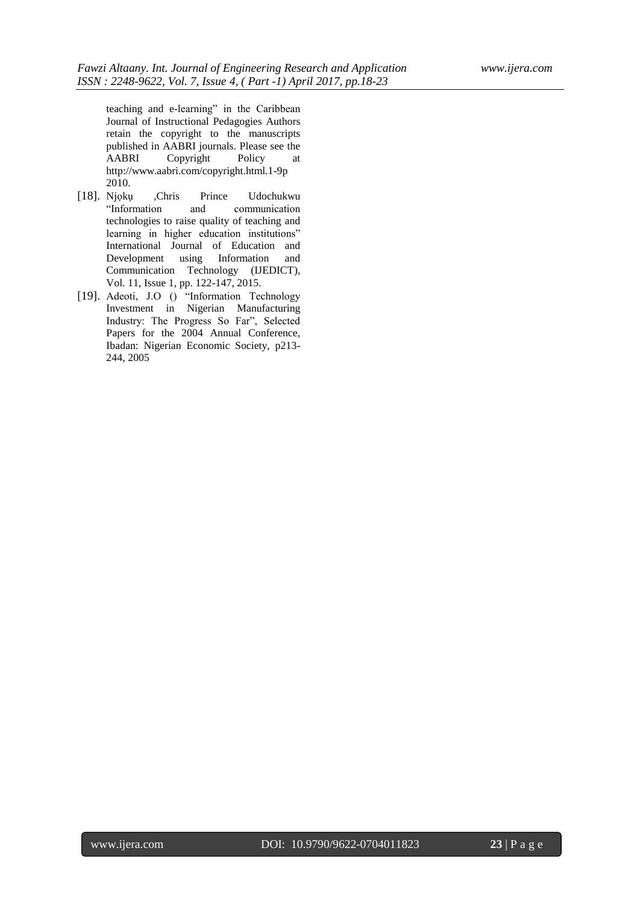teaching and e-learning" in the Caribbean Journal of Instructional Pedagogies Authors retain the copyright to the manuscripts published in AABRI journals. Please see the AABRI Copyright Policy at http://www.aabri.com/copyright.html.1-9p 2010.

[18]. Njọkụ ,Chris Prince Udochukwu "Information and communication technologies to raise quality of teaching and learning in higher education institutions" International Journal of Education and Development using Information and Communication Technology (IJEDICT), Vol. 11, Issue 1, pp. 122-147, 2015.

[19]. Adeoti, J.O () "Information Technology Investment in Nigerian Manufacturing Industry: The Progress So Far", Selected Papers for the 2004 Annual Conference, Ibadan: Nigerian Economic Society, p213-244, 2005